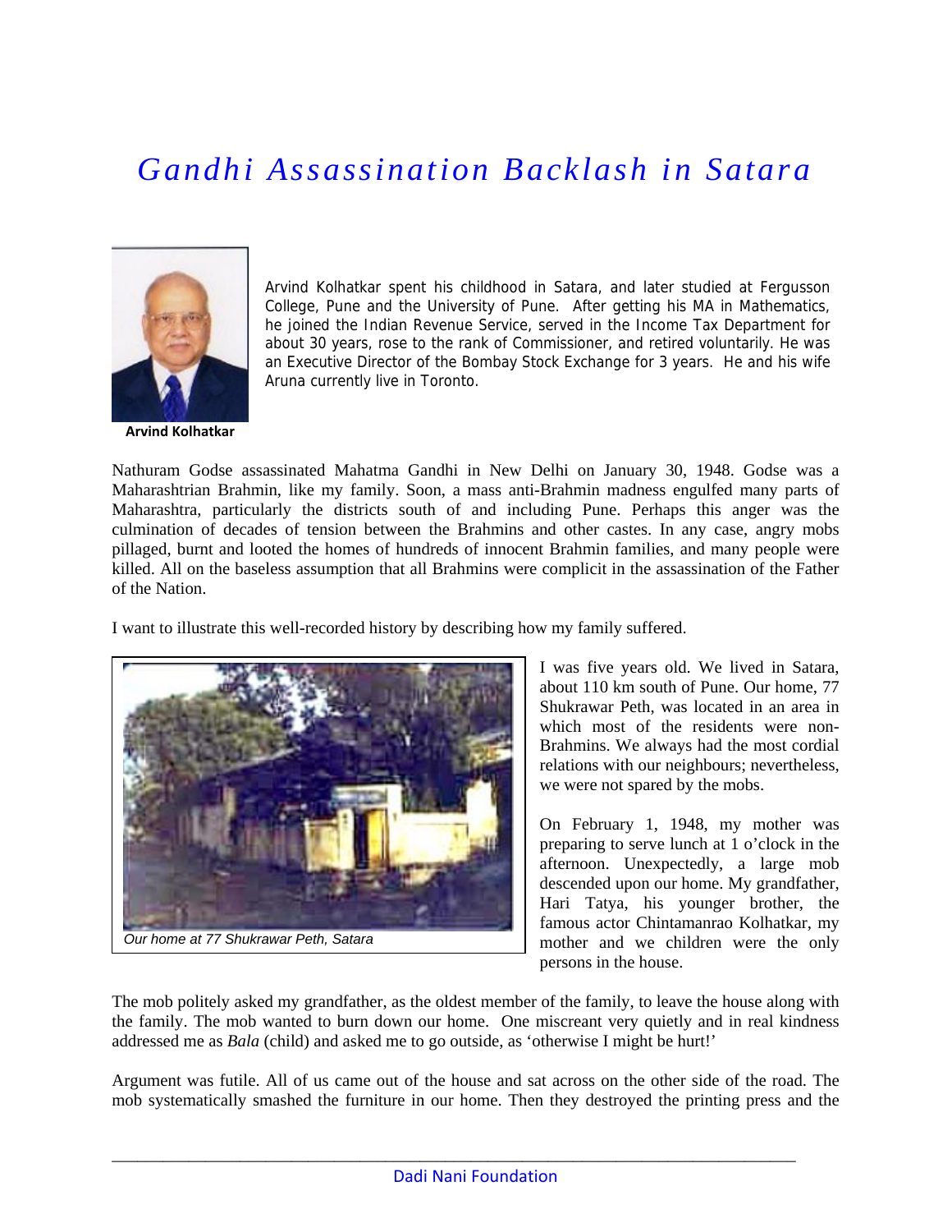# *Gandhi Assassination Backlash in Satara*

**Arvind Kolhatkar**

Arvind Kolhatkar spent his childhood in Satara, and later studied at Fergusson College, Pune and the University of Pune. After getting his MA in Mathematics, he joined the Indian Revenue Service, served in the Income Tax Department for about 30 years, rose to the rank of Commissioner, and retired voluntarily. He was an Executive Director of the Bombay Stock Exchange for 3 years. He and his wife Aruna currently live in Toronto.

Nathuram Godse assassinated Mahatma Gandhi in New Delhi on January 30, 1948. Godse was a Maharashtrian Brahmin, like my family. Soon, a mass anti-Brahmin madness engulfed many parts of Maharashtra, particularly the districts south of and including Pune. Perhaps this anger was the culmination of decades of tension between the Brahmins and other castes. In any case, angry mobs pillaged, burnt and looted the homes of hundreds of innocent Brahmin families, and many people were killed. All on the baseless assumption that all Brahmins were complicit in the assassination of the Father of the Nation.

I want to illustrate this well-recorded history by describing how my family suffered.

*Our home at 77 Shukrawar Peth, Satara*

I was five years old. We lived in Satara, about 110 km south of Pune. Our home, 77 Shukrawar Peth, was located in an area in which most of the residents were non-Brahmins. We always had the most cordial relations with our neighbours; nevertheless, we were not spared by the mobs.

On February 1, 1948, my mother was preparing to serve lunch at 1 o'clock in the afternoon. Unexpectedly, a large mob descended upon our home. My grandfather, Hari Tatya, his younger brother, the famous actor Chintamanrao Kolhatkar, my mother and we children were the only persons in the house.

The mob politely asked my grandfather, as the oldest member of the family, to leave the house along with the family. The mob wanted to burn down our home. One miscreant very quietly and in real kindness addressed me as *Bala* (child) and asked me to go outside, as 'otherwise I might be hurt!'

Argument was futile. All of us came out of the house and sat across on the other side of the road. The mob systematically smashed the furniture in our home. Then they destroyed the printing press and the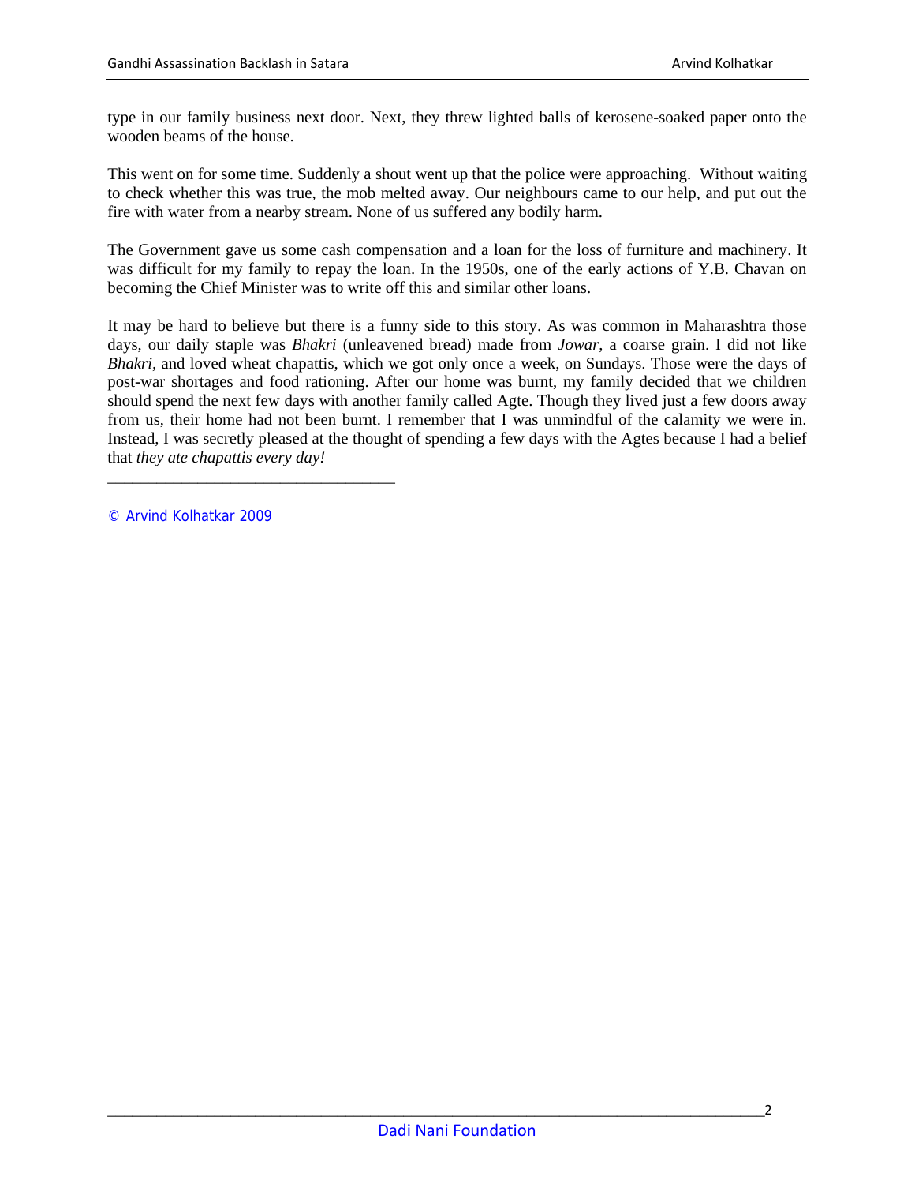type in our family business next door. Next, they threw lighted balls of kerosene-soaked paper onto the wooden beams of the house.

This went on for some time. Suddenly a shout went up that the police were approaching. Without waiting to check whether this was true, the mob melted away. Our neighbours came to our help, and put out the fire with water from a nearby stream. None of us suffered any bodily harm.

The Government gave us some cash compensation and a loan for the loss of furniture and machinery. It was difficult for my family to repay the loan. In the 1950s, one of the early actions of Y.B. Chavan on becoming the Chief Minister was to write off this and similar other loans.

It may be hard to believe but there is a funny side to this story. As was common in Maharashtra those days, our daily staple was *Bhakri* (unleavened bread) made from *Jowar*, a coarse grain. I did not like *Bhakri*, and loved wheat chapattis, which we got only once a week, on Sundays. Those were the days of post-war shortages and food rationing. After our home was burnt, my family decided that we children should spend the next few days with another family called Agte. Though they lived just a few doors away from us, their home had not been burnt. I remember that I was unmindful of the calamity we were in. Instead, I was secretly pleased at the thought of spending a few days with the Agtes because I had a belief that *they ate chapattis every day!*

---

© Arvind Kolhatkar 2009